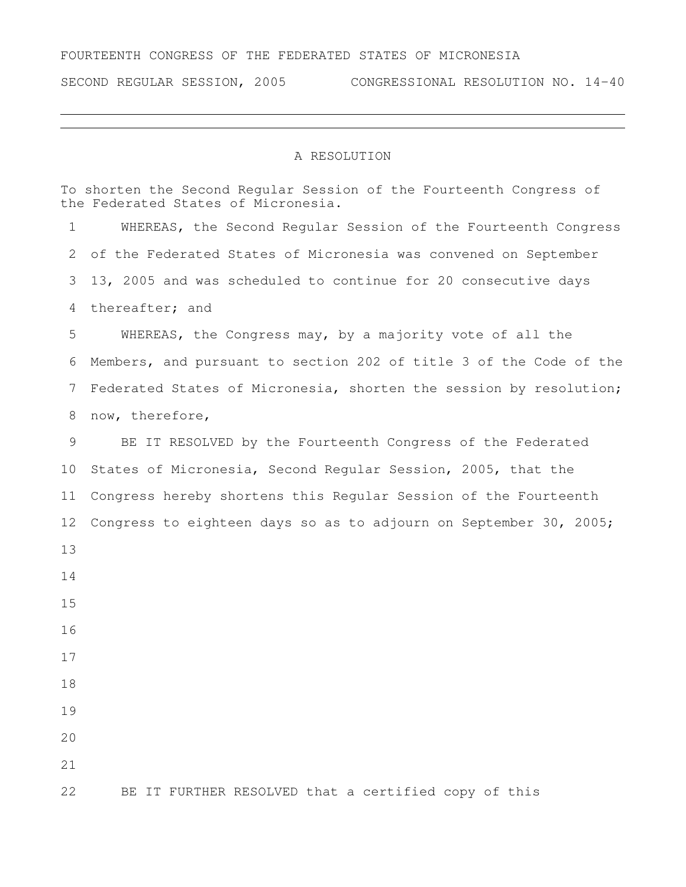FOURTEENTH CONGRESS OF THE FEDERATED STATES OF MICRONESIA

SECOND REGULAR SESSION, 2005 CONGRESSIONAL RESOLUTION NO. 14-40

---

# A RESOLUTION

To shorten the Second Regular Session of the Fourteenth Congress of the Federated States of Micronesia.

WHEREAS, the Second Regular Session of the Fourteenth Congress of the Federated States of Micronesia was convened on September 13, 2005 and was scheduled to continue for 20 consecutive days thereafter; and

WHEREAS, the Congress may, by a majority vote of all the Members, and pursuant to section 202 of title 3 of the Code of the Federated States of Micronesia, shorten the session by resolution; now, therefore,

BE IT RESOLVED by the Fourteenth Congress of the Federated States of Micronesia, Second Regular Session, 2005, that the Congress hereby shortens this Regular Session of the Fourteenth Congress to eighteen days so as to adjourn on September 30, 2005;

BE IT FURTHER RESOLVED that a certified copy of this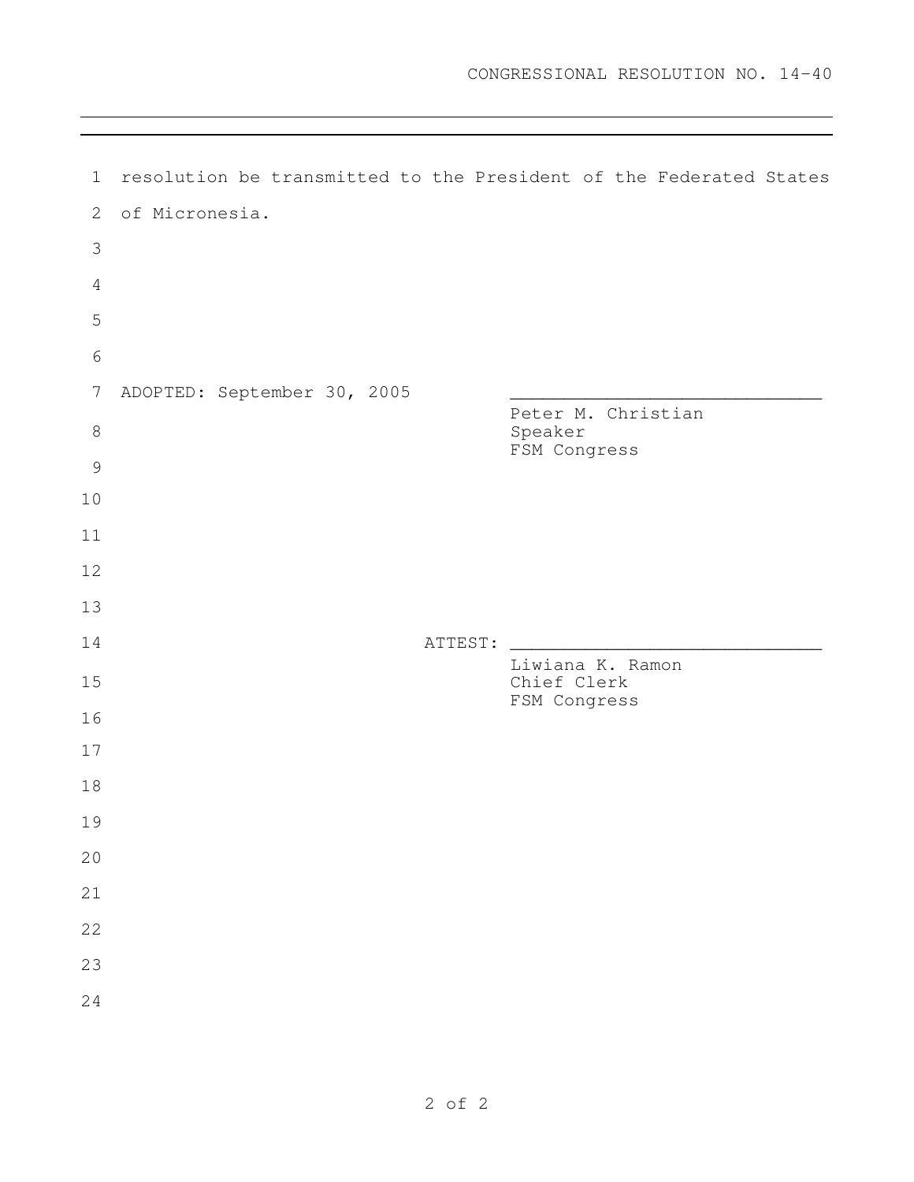resolution be transmitted to the President of the Federated States of Micronesia.

ADOPTED: September 30, 2005

\_\_\_\_\_\_\_\_\_\_\_\_\_\_\_\_\_\_\_\_\_\_\_\_\_\_\_\_\_\_
Peter M. Christian
Speaker
FSM Congress

ATTEST: \_\_\_\_\_\_\_\_\_\_\_\_\_\_\_\_\_\_\_\_\_\_\_\_\_\_\_\_\_\_
Liwiana K. Ramon
Chief Clerk
FSM Congress